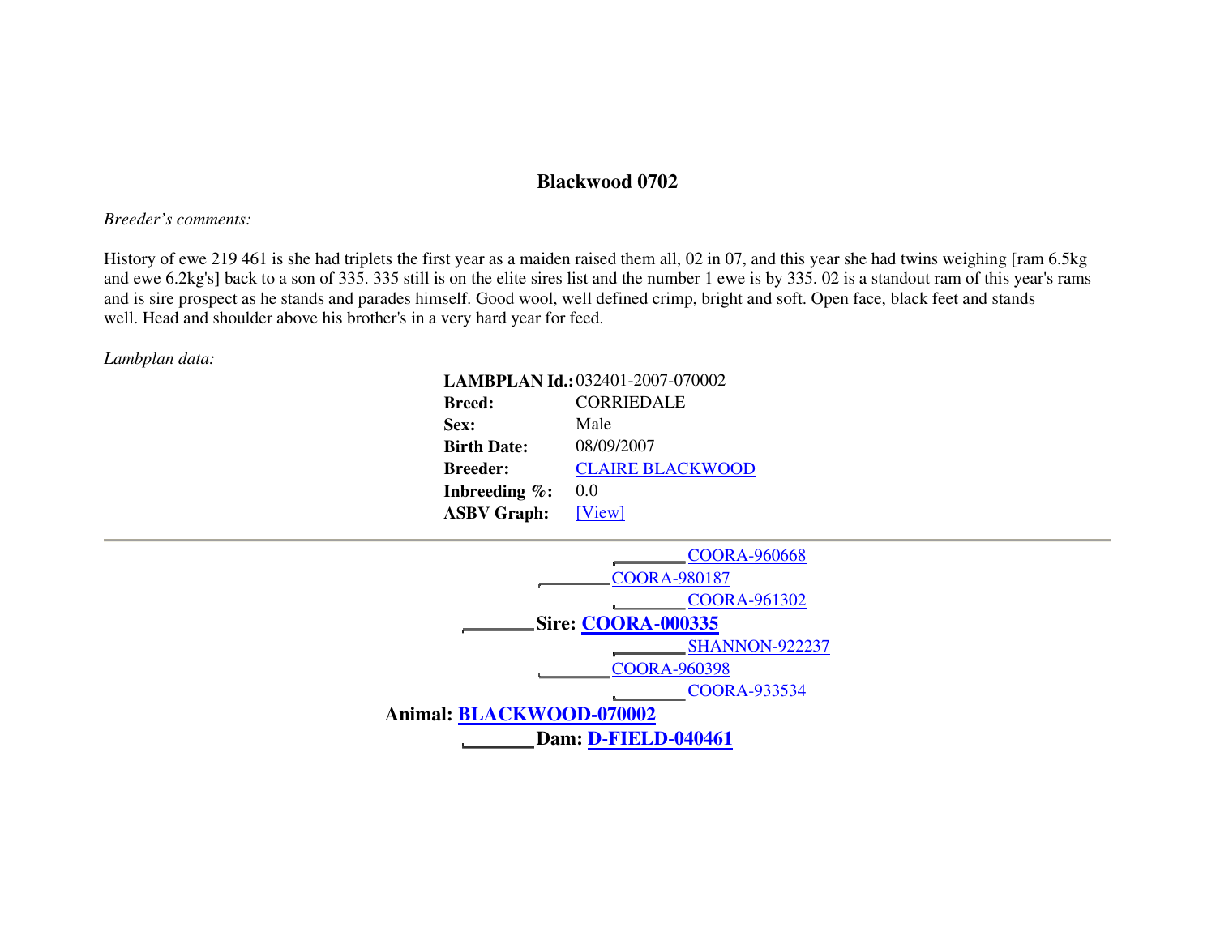# Blackwood 0702

*Breeder's comments:*

History of ewe 219 461 is she had triplets the first year as a maiden raised them all, 02 in 07, and this year she had twins weighing [ram 6.5kg and ewe 6.2kg's] back to a son of 335. 335 still is on the elite sires list and the number 1 ewe is by 335. 02 is a standout ram of this year's rams and is sire prospect as he stands and parades himself. Good wool, well defined crimp, bright and soft. Open face, black feet and stands well. Head and shoulder above his brother's in a very hard year for feed.

*Lambplan data:*

| | |
|---|---|
| **LAMBPLAN Id.:** | 032401-2007-070002 |
| **Breed:** | CORRIEDALE |
| **Sex:** | Male |
| **Birth Date:** | 08/09/2007 |
| **Breeder:** | CLAIRE BLACKWOOD |
| **Inbreeding %:** | 0.0 |
| **ASBV Graph:** | [View] |

---

- COORA-960668
- COORA-980187
- COORA-961302
- **Sire: COORA-000335**
- SHANNON-922237
- COORA-960398
- COORA-933534

**Animal: BLACKWOOD-070002**

- **Dam: D-FIELD-040461**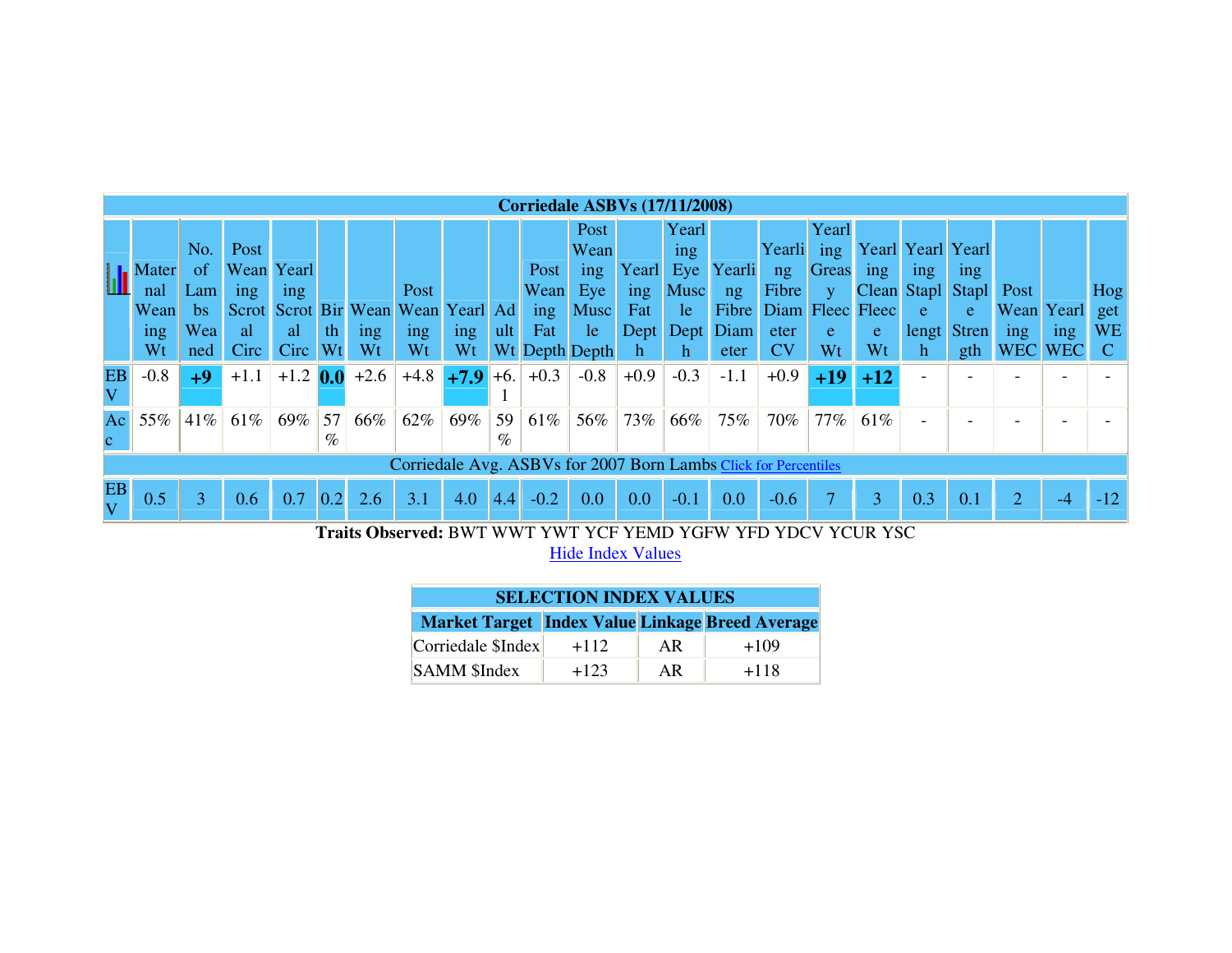| Corriedale ASBVs (17/11/2008) | | | | | | | | | | | | | | | | | | | | | | |
|---|---|---|---|---|---|---|---|---|---|---|---|---|---|---|---|---|---|---|---|---|---|---|
| | Maternal Weaning Wt | No. of Lambs Weaned | Post Weaning Scrotal Circ | Yearling Scrotal Circ | Birth Wt | Weaning Wt | Post Weaning Wt | Yearling Wt | Adult Wt | Post Weaning Fat Depth | Post Weaning Eye Muscle Depth | Yearling Fat Depth | Yearling Eye Muscle Depth | Yearling Fibre Diameter | Yearling Fibre Diameter CV | Yearling Greasy Fleece Wt | Yearling Clean Fleece Wt | Yearling Staple length | Yearling Staple Strength | Post Weaning WEC | Yearling WEC | Hogget WEC |
| EBV | -0.8 | **+9** | +1.1 | +1.2 | **0.0** | +2.6 | +4.8 | **+7.9** | +6.1 | +0.3 | -0.8 | +0.9 | -0.3 | -1.1 | +0.9 | **+19** | **+12** | - | - | - | - | - |
| Acc | 55% | 41% | 61% | 69% | 57% | 66% | 62% | 69% | 59% | 61% | 56% | 73% | 66% | 75% | 70% | 77% | 61% | - | - | - | - | - |
| Corriedale Avg. ASBVs for 2007 Born Lambs Click for Percentiles | | | | | | | | | | | | | | | | | | | | | | |
| EBV | 0.5 | 3 | 0.6 | 0.7 | 0.2 | 2.6 | 3.1 | 4.0 | 4.4 | -0.2 | 0.0 | 0.0 | -0.1 | 0.0 | -0.6 | 7 | 3 | 0.3 | 0.1 | 2 | -4 | -12 |

**Traits Observed:** BWT WWT YWT YCF YEMD YGFW YFD YDCV YCUR YSC

Hide Index Values

| SELECTION INDEX VALUES | | | |
|---|---|---|---|
| **Market Target** | **Index Value** | **Linkage** | **Breed Average** |
| Corriedale $Index | +112 | AR | +109 |
| SAMM $Index | +123 | AR | +118 |